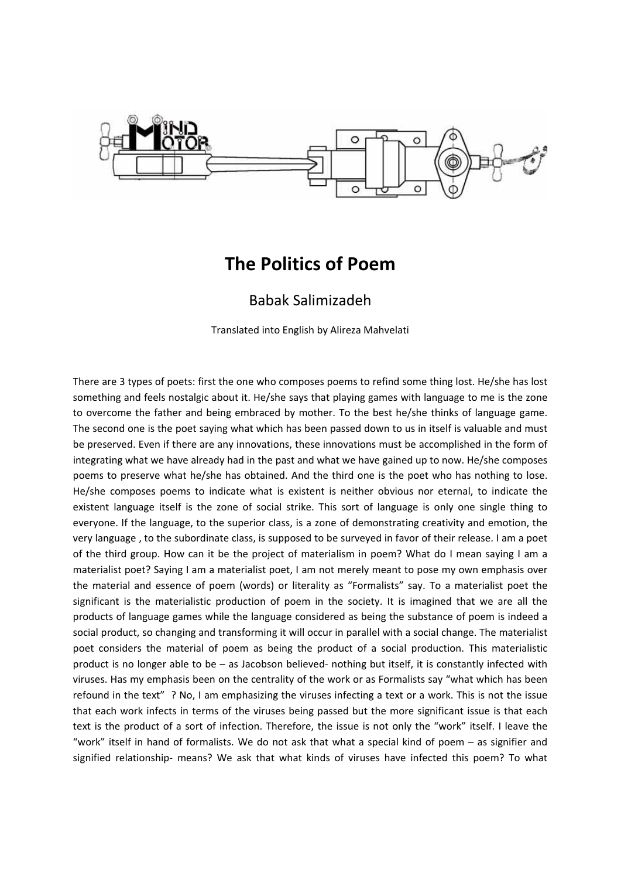# The Politics of Poem

Babak Salimizadeh

Translated into English by Alireza Mahvelati

There are 3 types of poets: first the one who composes poems to refind some thing lost. He/she has lost something and feels nostalgic about it. He/she says that playing games with language to me is the zone to overcome the father and being embraced by mother. To the best he/she thinks of language game. The second one is the poet saying what which has been passed down to us in itself is valuable and must be preserved. Even if there are any innovations, these innovations must be accomplished in the form of integrating what we have already had in the past and what we have gained up to now. He/she composes poems to preserve what he/she has obtained. And the third one is the poet who has nothing to lose. He/she composes poems to indicate what is existent is neither obvious nor eternal, to indicate the existent language itself is the zone of social strike. This sort of language is only one single thing to everyone. If the language, to the superior class, is a zone of demonstrating creativity and emotion, the very language , to the subordinate class, is supposed to be surveyed in favor of their release. I am a poet of the third group. How can it be the project of materialism in poem? What do I mean saying I am a materialist poet? Saying I am a materialist poet, I am not merely meant to pose my own emphasis over the material and essence of poem (words) or literality as "Formalists" say. To a materialist poet the significant is the materialistic production of poem in the society. It is imagined that we are all the products of language games while the language considered as being the substance of poem is indeed a social product, so changing and transforming it will occur in parallel with a social change. The materialist poet considers the material of poem as being the product of a social production. This materialistic product is no longer able to be – as Jacobson believed- nothing but itself, it is constantly infected with viruses. Has my emphasis been on the centrality of the work or as Formalists say "what which has been refound in the text" ? No, I am emphasizing the viruses infecting a text or a work. This is not the issue that each work infects in terms of the viruses being passed but the more significant issue is that each text is the product of a sort of infection. Therefore, the issue is not only the "work" itself. I leave the "work" itself in hand of formalists. We do not ask that what a special kind of poem – as signifier and signified relationship- means? We ask that what kinds of viruses have infected this poem? To what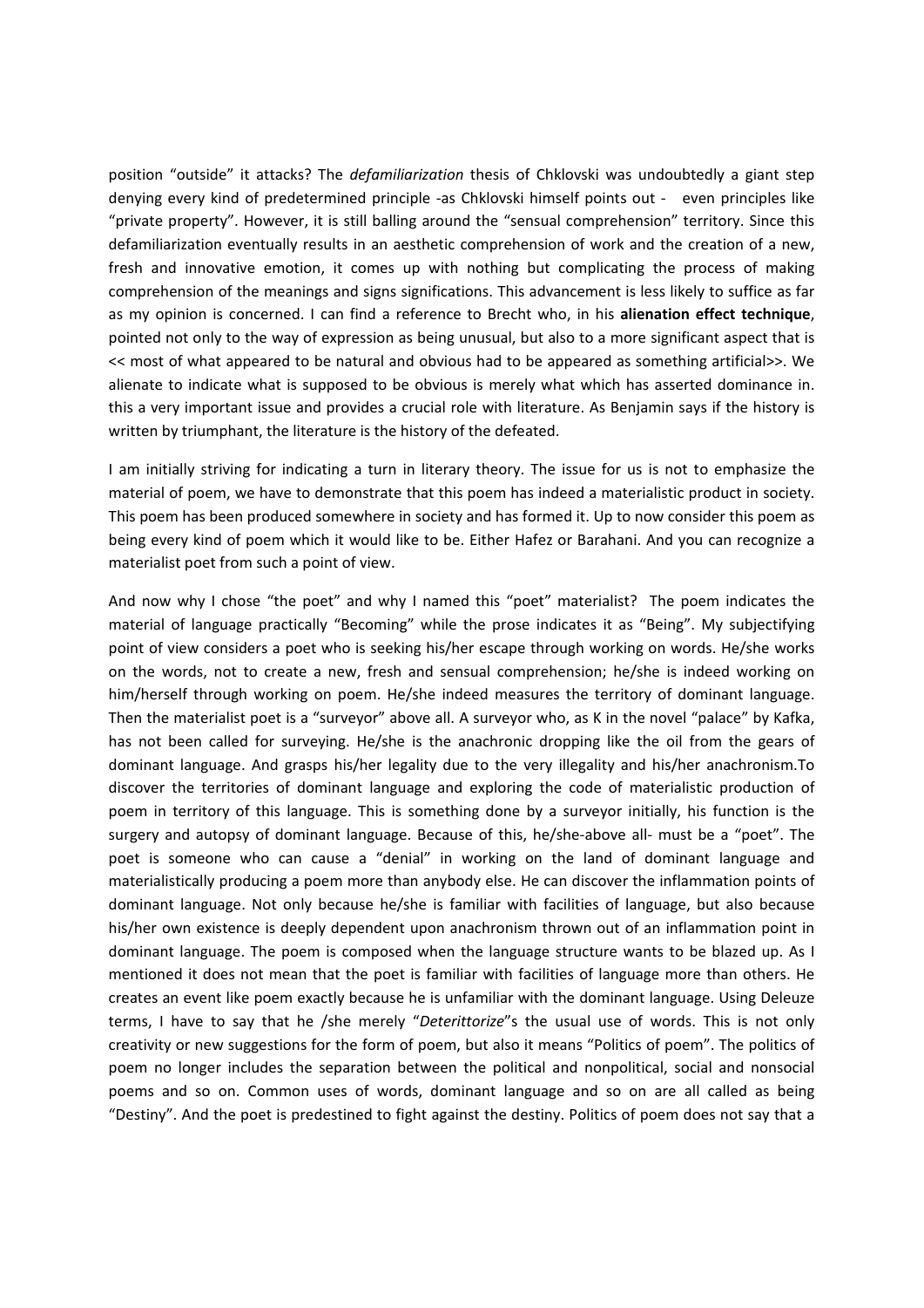position “outside” it attacks? The *defamiliarization* thesis of Chklovski was undoubtedly a giant step denying every kind of predetermined principle -as Chklovski himself points out - even principles like “private property”. However, it is still balling around the “sensual comprehension” territory. Since this defamiliarization eventually results in an aesthetic comprehension of work and the creation of a new, fresh and innovative emotion, it comes up with nothing but complicating the process of making comprehension of the meanings and signs significations. This advancement is less likely to suffice as far as my opinion is concerned. I can find a reference to Brecht who, in his **alienation effect technique**, pointed not only to the way of expression as being unusual, but also to a more significant aspect that is << most of what appeared to be natural and obvious had to be appeared as something artificial>>. We alienate to indicate what is supposed to be obvious is merely what which has asserted dominance in. this a very important issue and provides a crucial role with literature. As Benjamin says if the history is written by triumphant, the literature is the history of the defeated.

I am initially striving for indicating a turn in literary theory. The issue for us is not to emphasize the material of poem, we have to demonstrate that this poem has indeed a materialistic product in society. This poem has been produced somewhere in society and has formed it. Up to now consider this poem as being every kind of poem which it would like to be. Either Hafez or Barahani. And you can recognize a materialist poet from such a point of view.

And now why I chose “the poet” and why I named this “poet” materialist? The poem indicates the material of language practically “Becoming” while the prose indicates it as “Being”. My subjectifying point of view considers a poet who is seeking his/her escape through working on words. He/she works on the words, not to create a new, fresh and sensual comprehension; he/she is indeed working on him/herself through working on poem. He/she indeed measures the territory of dominant language. Then the materialist poet is a “surveyor” above all. A surveyor who, as K in the novel “palace” by Kafka, has not been called for surveying. He/she is the anachronic dropping like the oil from the gears of dominant language. And grasps his/her legality due to the very illegality and his/her anachronism.To discover the territories of dominant language and exploring the code of materialistic production of poem in territory of this language. This is something done by a surveyor initially, his function is the surgery and autopsy of dominant language. Because of this, he/she-above all- must be a “poet”. The poet is someone who can cause a “denial” in working on the land of dominant language and materialistically producing a poem more than anybody else. He can discover the inflammation points of dominant language. Not only because he/she is familiar with facilities of language, but also because his/her own existence is deeply dependent upon anachronism thrown out of an inflammation point in dominant language. The poem is composed when the language structure wants to be blazed up. As I mentioned it does not mean that the poet is familiar with facilities of language more than others. He creates an event like poem exactly because he is unfamiliar with the dominant language. Using Deleuze terms, I have to say that he /she merely “*Deterittorize*”s the usual use of words. This is not only creativity or new suggestions for the form of poem, but also it means “Politics of poem”. The politics of poem no longer includes the separation between the political and nonpolitical, social and nonsocial poems and so on. Common uses of words, dominant language and so on are all called as being “Destiny”. And the poet is predestined to fight against the destiny. Politics of poem does not say that a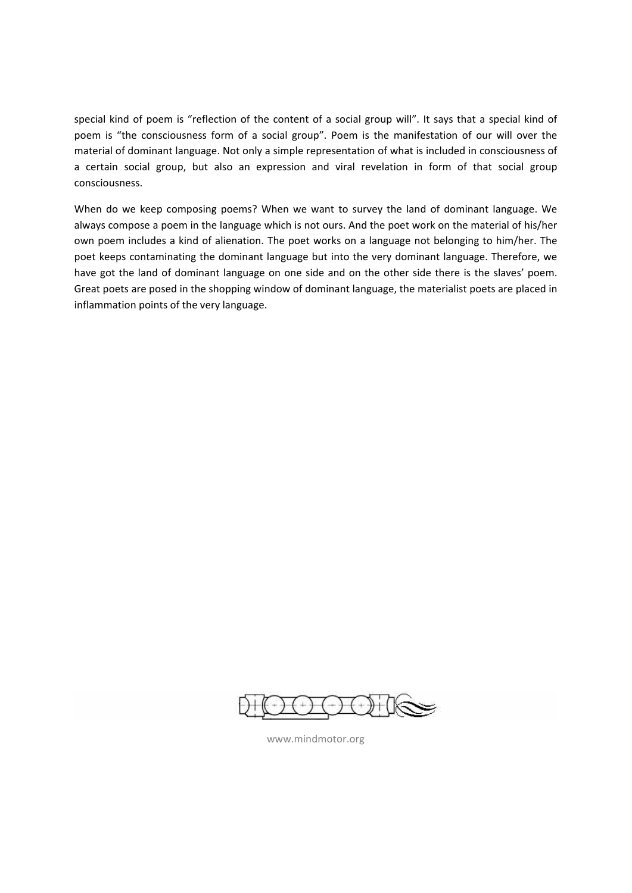special kind of poem is "reflection of the content of a social group will". It says that a special kind of poem is "the consciousness form of a social group". Poem is the manifestation of our will over the material of dominant language. Not only a simple representation of what is included in consciousness of a certain social group, but also an expression and viral revelation in form of that social group consciousness.

When do we keep composing poems? When we want to survey the land of dominant language. We always compose a poem in the language which is not ours. And the poet work on the material of his/her own poem includes a kind of alienation. The poet works on a language not belonging to him/her. The poet keeps contaminating the dominant language but into the very dominant language. Therefore, we have got the land of dominant language on one side and on the other side there is the slaves' poem. Great poets are posed in the shopping window of dominant language, the materialist poets are placed in inflammation points of the very language.